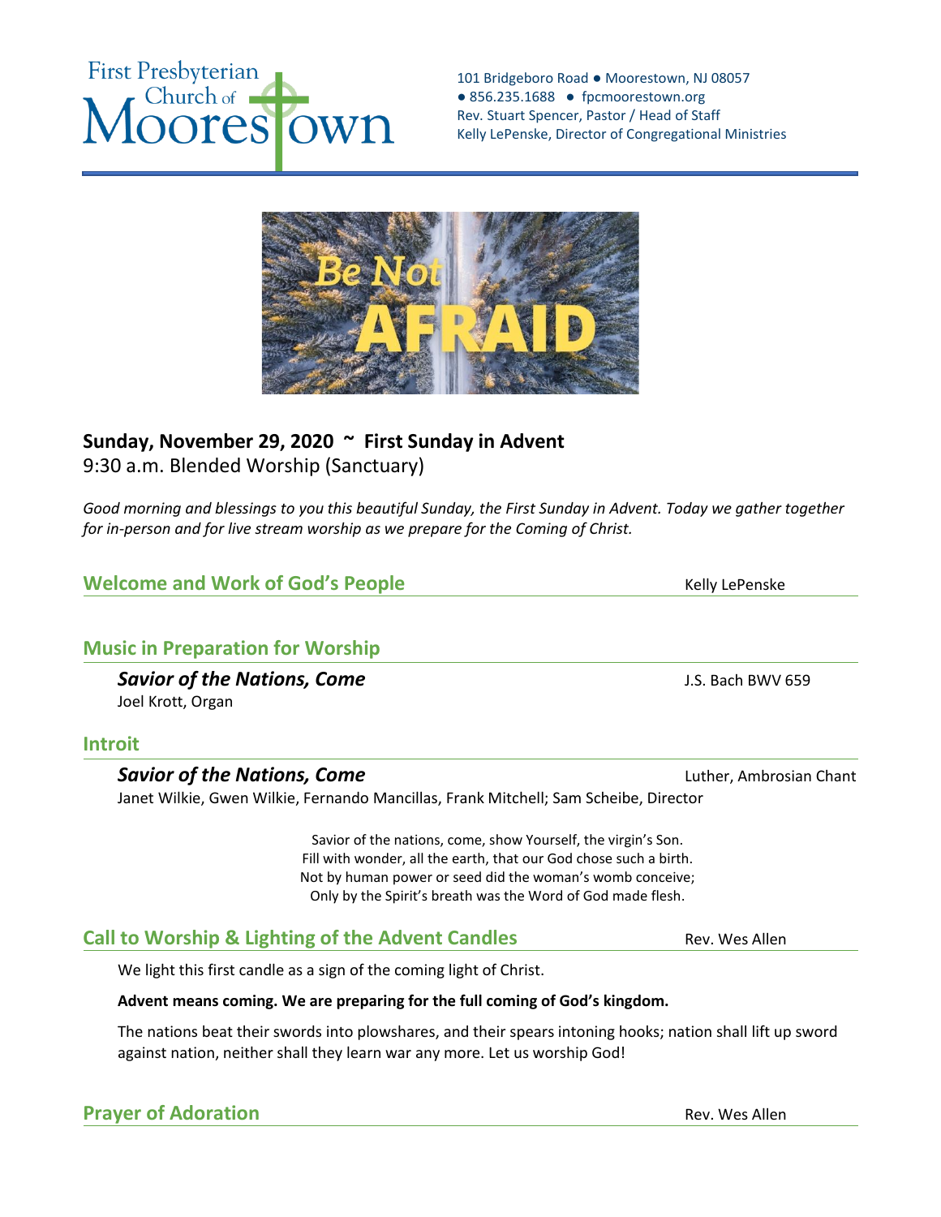First Presbyterian Church of Moorestown

101 Bridgeboro Road ● Moorestown, NJ 08057
● 856.235.1688 ● fpcmoorestown.org
Rev. Stuart Spencer, Pastor / Head of Staff
Kelly LePenske, Director of Congregational Ministries

Be Not AFRAID

**Sunday, November 29, 2020 ~ First Sunday in Advent**
9:30 a.m. Blended Worship (Sanctuary)

*Good morning and blessings to you this beautiful Sunday, the First Sunday in Advent. Today we gather together for in-person and for live stream worship as we prepare for the Coming of Christ.*

## Welcome and Work of God's People — Kelly LePenske

## Music in Preparation for Worship

***Savior of the Nations, Come*** — J.S. Bach BWV 659
Joel Krott, Organ

## Introit

***Savior of the Nations, Come*** — Luther, Ambrosian Chant
Janet Wilkie, Gwen Wilkie, Fernando Mancillas, Frank Mitchell; Sam Scheibe, Director

Savior of the nations, come, show Yourself, the virgin's Son.
Fill with wonder, all the earth, that our God chose such a birth.
Not by human power or seed did the woman's womb conceive;
Only by the Spirit's breath was the Word of God made flesh.

## Call to Worship & Lighting of the Advent Candles — Rev. Wes Allen

We light this first candle as a sign of the coming light of Christ.

**Advent means coming. We are preparing for the full coming of God's kingdom.**

The nations beat their swords into plowshares, and their spears intoning hooks; nation shall lift up sword against nation, neither shall they learn war any more. Let us worship God!

## Prayer of Adoration — Rev. Wes Allen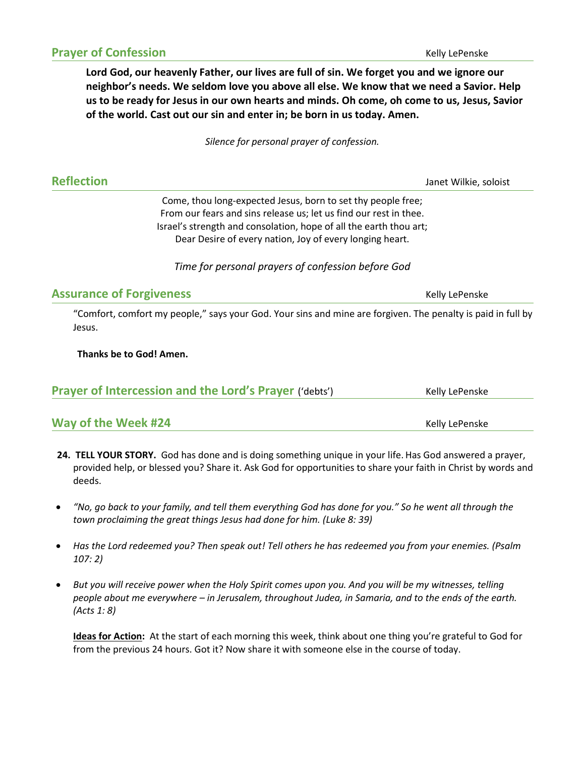## Prayer of Confession

Kelly LePenske

**Lord God, our heavenly Father, our lives are full of sin. We forget you and we ignore our neighbor's needs. We seldom love you above all else. We know that we need a Savior. Help us to be ready for Jesus in our own hearts and minds. Oh come, oh come to us, Jesus, Savior of the world. Cast out our sin and enter in; be born in us today. Amen.**

*Silence for personal prayer of confession.*

## Reflection

Janet Wilkie, soloist

Come, thou long-expected Jesus, born to set thy people free;
From our fears and sins release us; let us find our rest in thee.
Israel's strength and consolation, hope of all the earth thou art;
Dear Desire of every nation, Joy of every longing heart.

*Time for personal prayers of confession before God*

## Assurance of Forgiveness

Kelly LePenske

"Comfort, comfort my people," says your God. Your sins and mine are forgiven. The penalty is paid in full by Jesus.

**Thanks be to God! Amen.**

## Prayer of Intercession and the Lord's Prayer ('debts')

Kelly LePenske

## Way of the Week #24

Kelly LePenske

24. **TELL YOUR STORY.** God has done and is doing something unique in your life. Has God answered a prayer, provided help, or blessed you? Share it. Ask God for opportunities to share your faith in Christ by words and deeds.

- *"No, go back to your family, and tell them everything God has done for you." So he went all through the town proclaiming the great things Jesus had done for him. (Luke 8: 39)*
- *Has the Lord redeemed you? Then speak out! Tell others he has redeemed you from your enemies. (Psalm 107: 2)*
- *But you will receive power when the Holy Spirit comes upon you. And you will be my witnesses, telling people about me everywhere – in Jerusalem, throughout Judea, in Samaria, and to the ends of the earth. (Acts 1: 8)*

**Ideas for Action:** At the start of each morning this week, think about one thing you're grateful to God for from the previous 24 hours. Got it? Now share it with someone else in the course of today.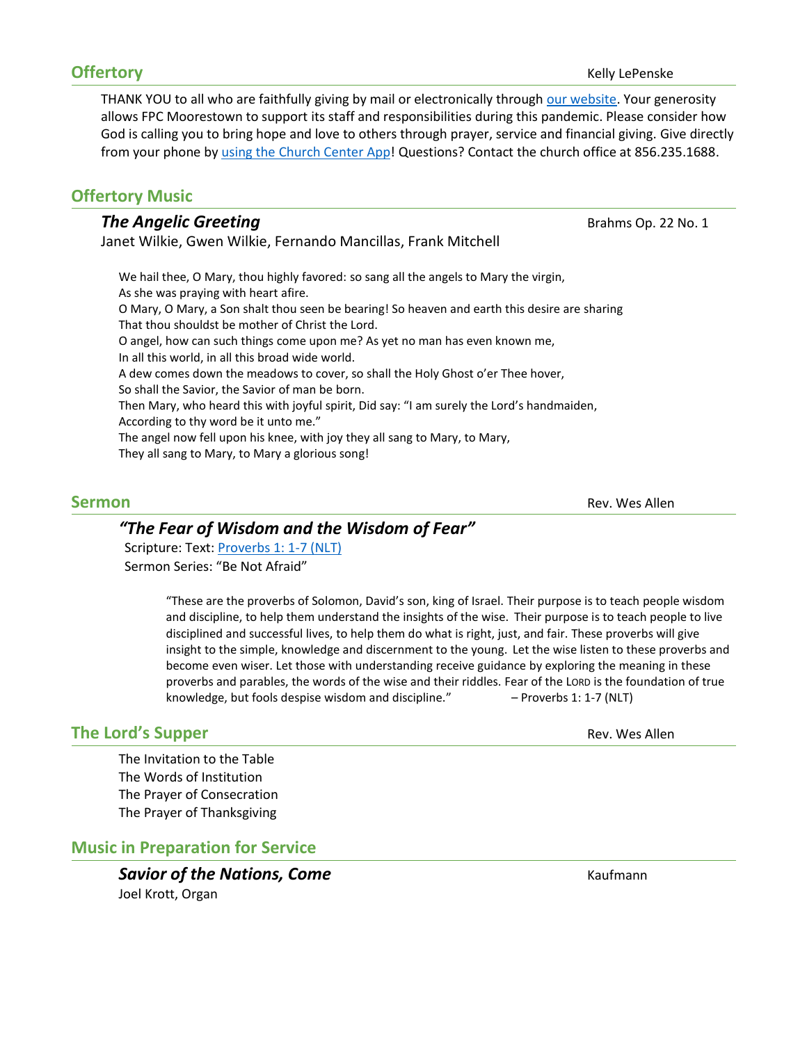## Offertory

Kelly LePenske

THANK YOU to all who are faithfully giving by mail or electronically through our website. Your generosity allows FPC Moorestown to support its staff and responsibilities during this pandemic. Please consider how God is calling you to bring hope and love to others through prayer, service and financial giving. Give directly from your phone by using the Church Center App! Questions? Contact the church office at 856.235.1688.

## Offertory Music

***The Angelic Greeting*** — Brahms Op. 22 No. 1

Janet Wilkie, Gwen Wilkie, Fernando Mancillas, Frank Mitchell

We hail thee, O Mary, thou highly favored: so sang all the angels to Mary the virgin,
As she was praying with heart afire.
O Mary, O Mary, a Son shalt thou seen be bearing! So heaven and earth this desire are sharing
That thou shouldst be mother of Christ the Lord.
O angel, how can such things come upon me? As yet no man has even known me,
In all this world, in all this broad wide world.
A dew comes down the meadows to cover, so shall the Holy Ghost o'er Thee hover,
So shall the Savior, the Savior of man be born.
Then Mary, who heard this with joyful spirit, Did say: "I am surely the Lord's handmaiden,
According to thy word be it unto me."
The angel now fell upon his knee, with joy they all sang to Mary, to Mary,
They all sang to Mary, to Mary a glorious song!

## Sermon

Rev. Wes Allen

***"The Fear of Wisdom and the Wisdom of Fear"***

Scripture: Text: Proverbs 1: 1-7 (NLT)
Sermon Series: "Be Not Afraid"

> "These are the proverbs of Solomon, David's son, king of Israel. Their purpose is to teach people wisdom and discipline, to help them understand the insights of the wise. Their purpose is to teach people to live disciplined and successful lives, to help them do what is right, just, and fair. These proverbs will give insight to the simple, knowledge and discernment to the young. Let the wise listen to these proverbs and become even wiser. Let those with understanding receive guidance by exploring the meaning in these proverbs and parables, the words of the wise and their riddles. Fear of the LORD is the foundation of true knowledge, but fools despise wisdom and discipline." – Proverbs 1: 1-7 (NLT)

## The Lord's Supper

Rev. Wes Allen

The Invitation to the Table
The Words of Institution
The Prayer of Consecration
The Prayer of Thanksgiving

## Music in Preparation for Service

***Savior of the Nations, Come*** — Kaufmann

Joel Krott, Organ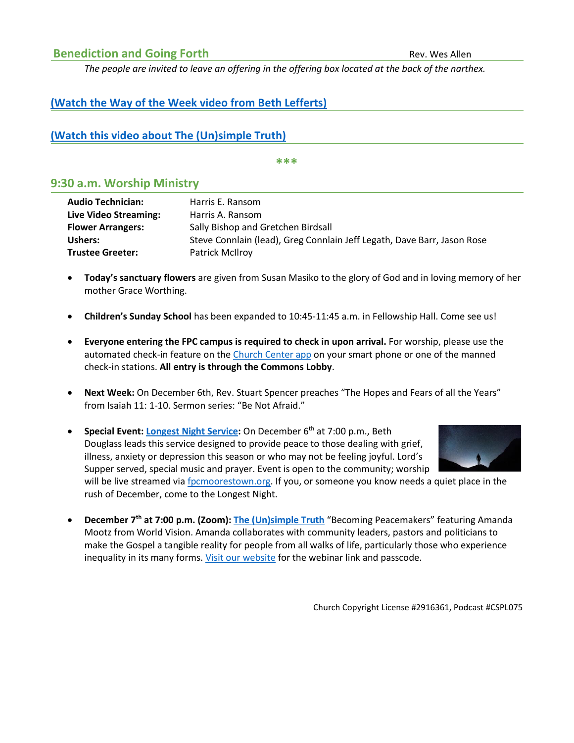## Benediction and Going Forth

Rev. Wes Allen

*The people are invited to leave an offering in the offering box located at the back of the narthex.*

## (Watch the Way of the Week video from Beth Lefferts)

## (Watch this video about The (Un)simple Truth)

***

## 9:30 a.m. Worship Ministry

| | |
|---|---|
| **Audio Technician:** | Harris E. Ransom |
| **Live Video Streaming:** | Harris A. Ransom |
| **Flower Arrangers:** | Sally Bishop and Gretchen Birdsall |
| **Ushers:** | Steve Connlain (lead), Greg Connlain Jeff Legath, Dave Barr, Jason Rose |
| **Trustee Greeter:** | Patrick McIlroy |

- **Today's sanctuary flowers** are given from Susan Masiko to the glory of God and in loving memory of her mother Grace Worthing.

- **Children's Sunday School** has been expanded to 10:45-11:45 a.m. in Fellowship Hall. Come see us!

- **Everyone entering the FPC campus is required to check in upon arrival.** For worship, please use the automated check-in feature on the Church Center app on your smart phone or one of the manned check-in stations. **All entry is through the Commons Lobby**.

- **Next Week:** On December 6th, Rev. Stuart Spencer preaches "The Hopes and Fears of all the Years" from Isaiah 11: 1-10. Sermon series: "Be Not Afraid."

- **Special Event: Longest Night Service:** On December 6th at 7:00 p.m., Beth Douglass leads this service designed to provide peace to those dealing with grief, illness, anxiety or depression this season or who may not be feeling joyful. Lord's Supper served, special music and prayer. Event is open to the community; worship will be live streamed via fpcmoorestown.org. If you, or someone you know needs a quiet place in the rush of December, come to the Longest Night.

- **December 7th at 7:00 p.m. (Zoom): The (Un)simple Truth** "Becoming Peacemakers" featuring Amanda Mootz from World Vision. Amanda collaborates with community leaders, pastors and politicians to make the Gospel a tangible reality for people from all walks of life, particularly those who experience inequality in its many forms. Visit our website for the webinar link and passcode.

Church Copyright License #2916361, Podcast #CSPL075